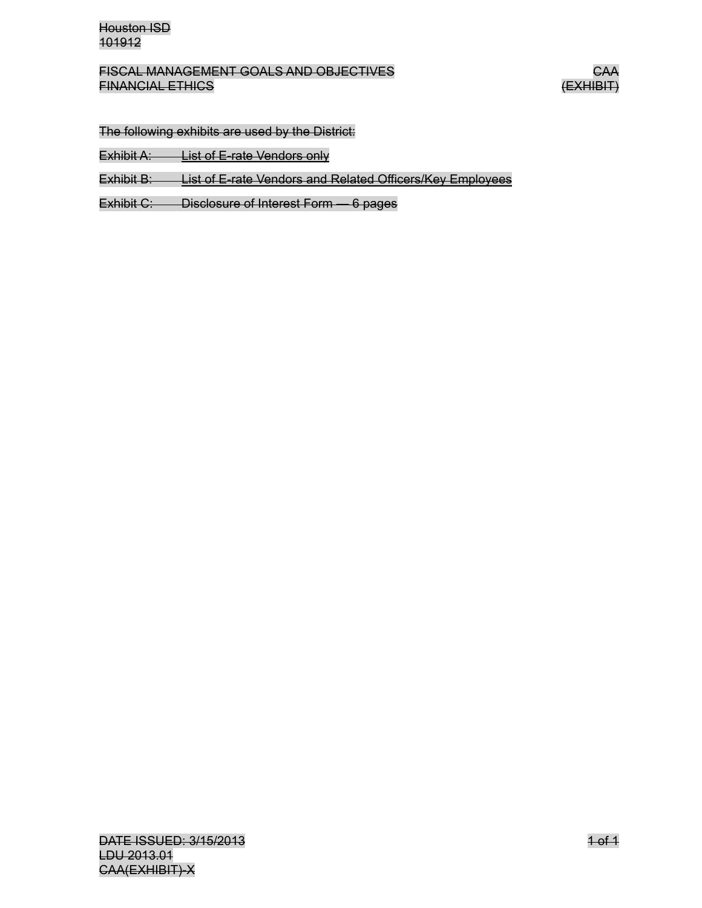Houston ISD
101912

FISCAL MANAGEMENT GOALS AND OBJECTIVES — CAA
FINANCIAL ETHICS — (EXHIBIT)

The following exhibits are used by the District:

Exhibit A: List of E-rate Vendors only

Exhibit B: List of E-rate Vendors and Related Officers/Key Employees

Exhibit C: Disclosure of Interest Form — 6 pages

DATE ISSUED: 3/15/2013
LDU 2013.01
CAA(EXHIBIT)-X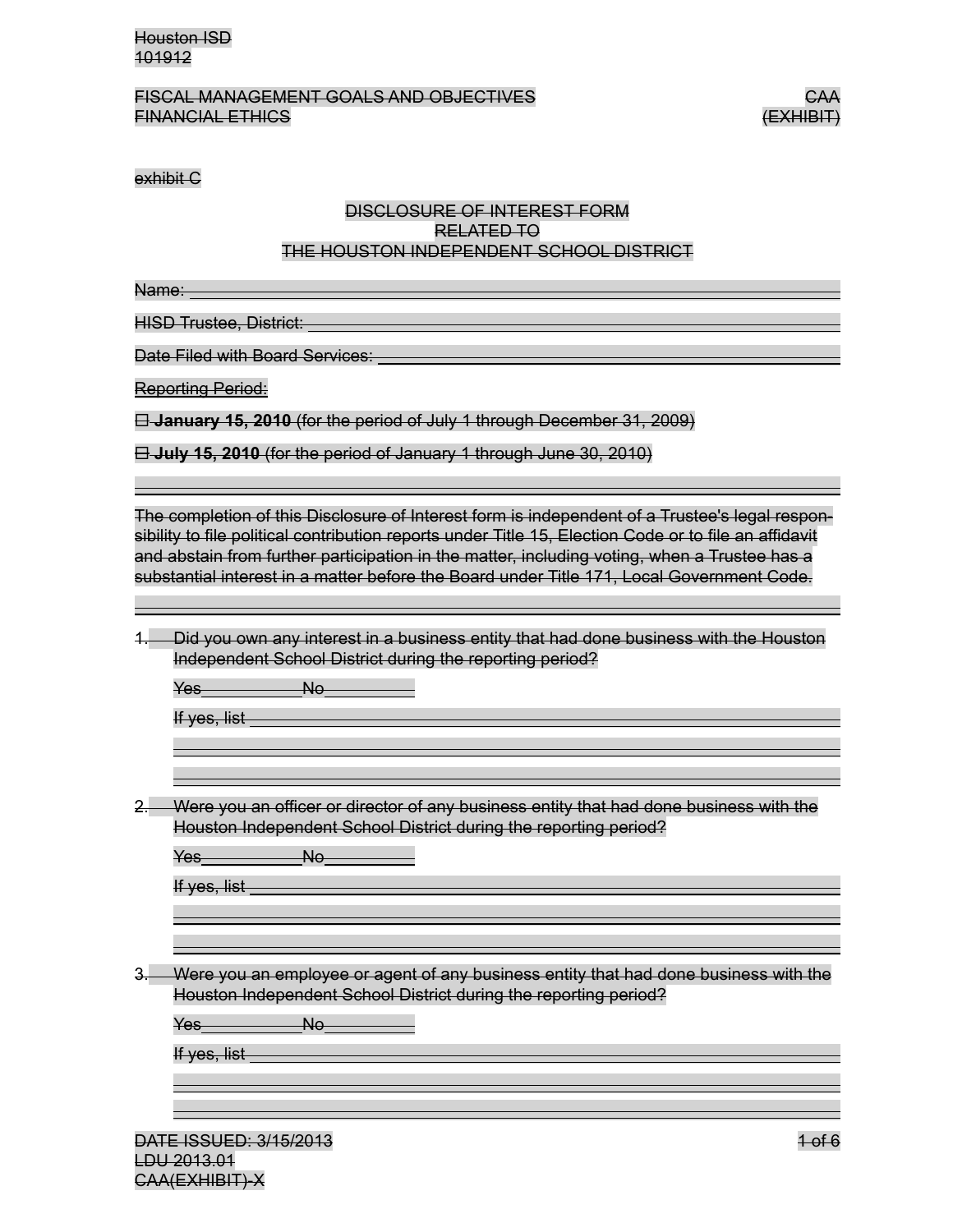~~exhibit C~~

## ~~DISCLOSURE OF INTEREST FORM RELATED TO THE HOUSTON INDEPENDENT SCHOOL DISTRICT~~

~~Name:~~ ______________________________

~~HISD Trustee, District:~~ ______________________________

~~Date Filed with Board Services:~~ ______________________________

~~Reporting Period:~~

~~☐ **January 15, 2010** (for the period of July 1 through December 31, 2009)~~

~~☐ **July 15, 2010** (for the period of January 1 through June 30, 2010)~~

---

~~The completion of this Disclosure of Interest form is independent of a Trustee's legal responsibility to file political contribution reports under Title 15, Election Code or to file an affidavit and abstain from further participation in the matter, including voting, when a Trustee has a substantial interest in a matter before the Board under Title 171, Local Government Code.~~

---

1. ~~Did you own any interest in a business entity that had done business with the Houston Independent School District during the reporting period?~~

   ~~Yes~~ __________ ~~No~~ __________

   ~~If yes, list~~ ______________________________

   ______________________________

   ______________________________

2. ~~Were you an officer or director of any business entity that had done business with the Houston Independent School District during the reporting period?~~

   ~~Yes~~ __________ ~~No~~ __________

   ~~If yes, list~~ ______________________________

   ______________________________

   ______________________________

3. ~~Were you an employee or agent of any business entity that had done business with the Houston Independent School District during the reporting period?~~

   ~~Yes~~ __________ ~~No~~ __________

   ~~If yes, list~~ ______________________________

   ______________________________

   ______________________________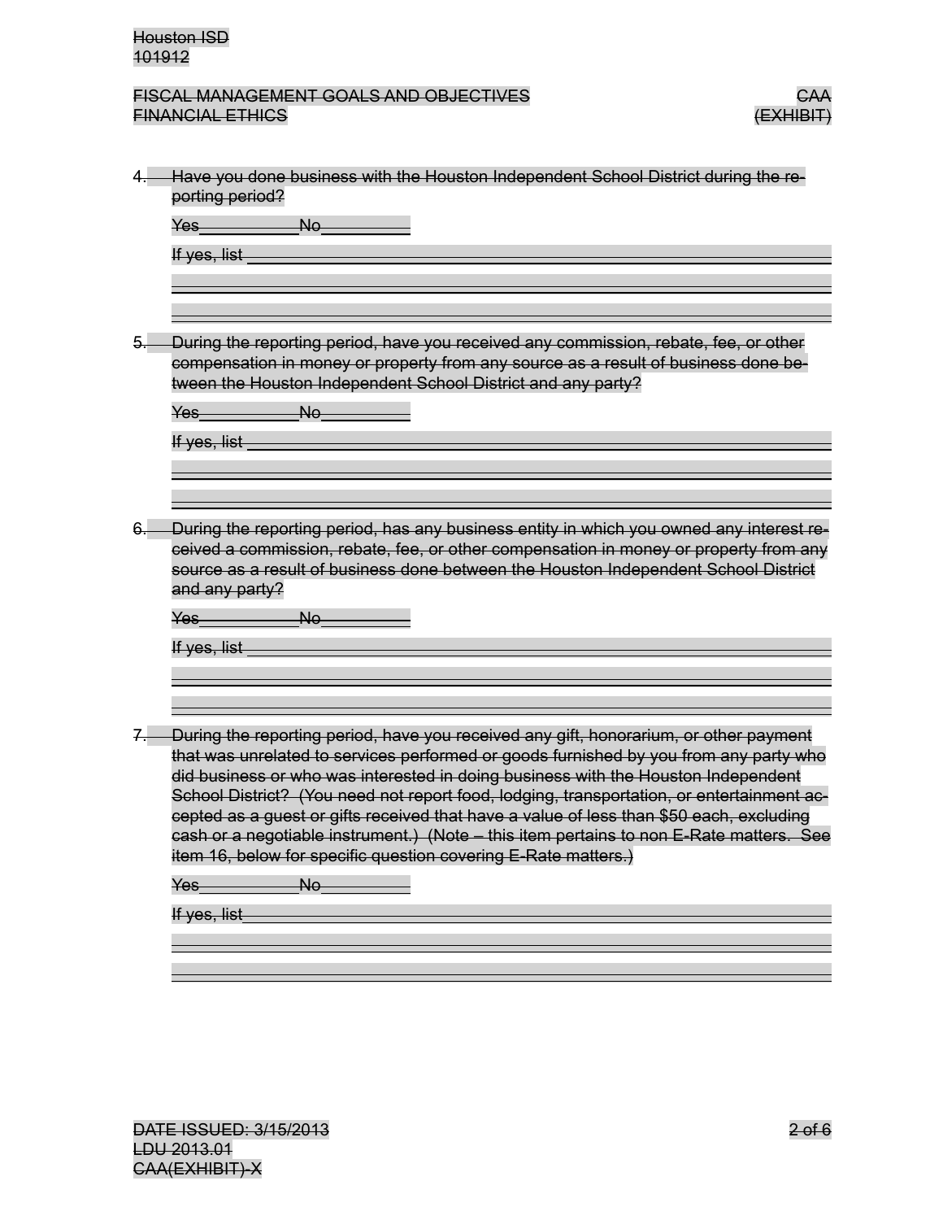4. Have you done business with the Houston Independent School District during the reporting period?

   Yes__________ No__________

   If yes, list ______________________________________________________________

   ______________________________________________________________________

   ______________________________________________________________________

5. During the reporting period, have you received any commission, rebate, fee, or other compensation in money or property from any source as a result of business done between the Houston Independent School District and any party?

   Yes__________ No__________

   If yes, list ______________________________________________________________

   ______________________________________________________________________

   ______________________________________________________________________

6. During the reporting period, has any business entity in which you owned any interest received a commission, rebate, fee, or other compensation in money or property from any source as a result of business done between the Houston Independent School District and any party?

   Yes__________ No__________

   If yes, list ______________________________________________________________

   ______________________________________________________________________

   ______________________________________________________________________

7. During the reporting period, have you received any gift, honorarium, or other payment that was unrelated to services performed or goods furnished by you from any party who did business or who was interested in doing business with the Houston Independent School District? (You need not report food, lodging, transportation, or entertainment accepted as a guest or gifts received that have a value of less than $50 each, excluding cash or a negotiable instrument.) (Note – this item pertains to non E-Rate matters. See item 16, below for specific question covering E-Rate matters.)

   Yes__________ No__________

   If yes, list______________________________________________________________

   ______________________________________________________________________

   ______________________________________________________________________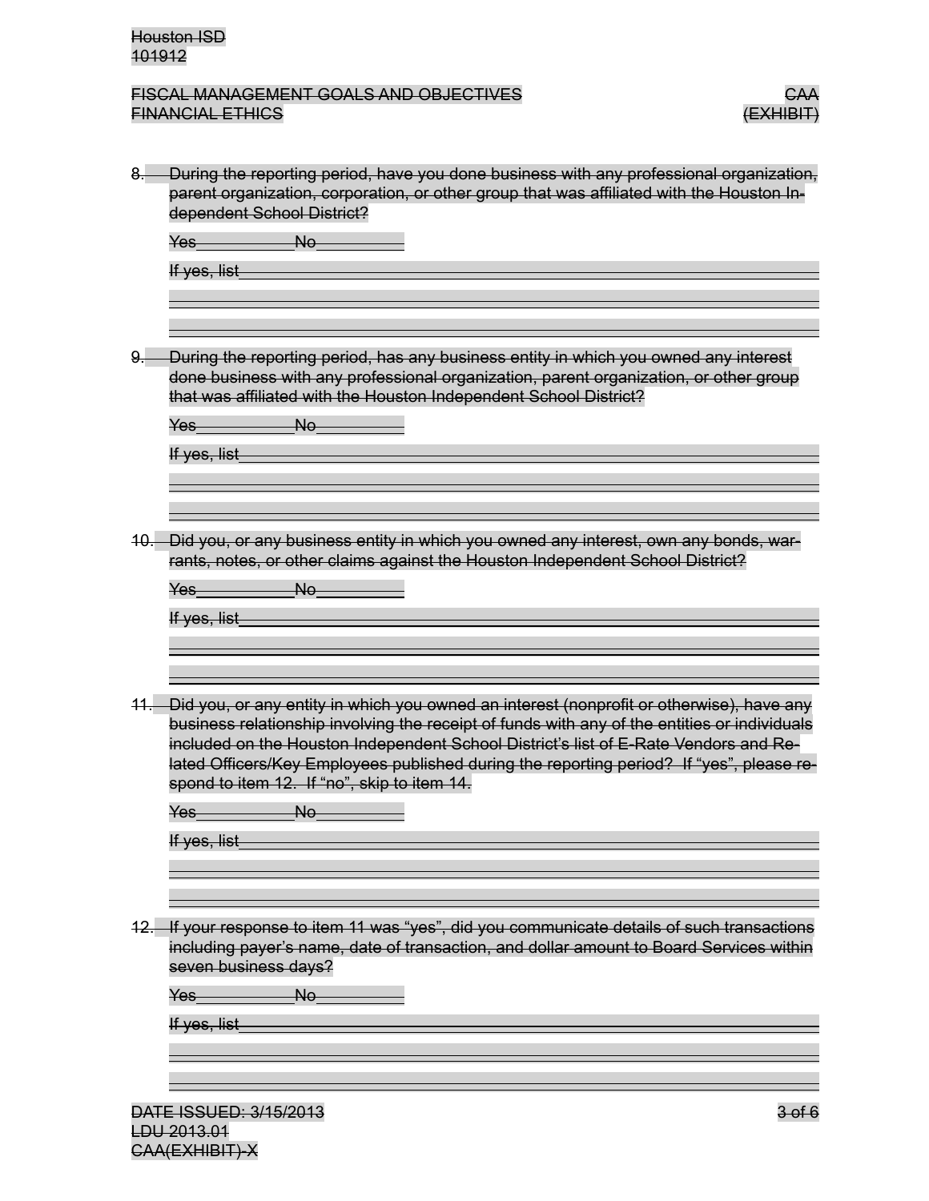8. During the reporting period, have you done business with any professional organization, parent organization, corporation, or other group that was affiliated with the Houston Independent School District?

   Yes\_\_\_\_\_\_\_\_\_\_ No\_\_\_\_\_\_\_\_\_\_

   If yes, list\_\_\_\_\_\_\_\_\_\_\_\_\_\_\_\_\_\_\_\_\_\_\_\_\_\_\_\_\_\_\_\_\_\_\_\_\_\_\_\_\_\_\_\_\_\_\_\_\_\_\_\_\_\_\_\_\_\_\_\_\_\_

9. During the reporting period, has any business entity in which you owned any interest done business with any professional organization, parent organization, or other group that was affiliated with the Houston Independent School District?

   Yes\_\_\_\_\_\_\_\_\_\_ No\_\_\_\_\_\_\_\_\_\_

   If yes, list\_\_\_\_\_\_\_\_\_\_\_\_\_\_\_\_\_\_\_\_\_\_\_\_\_\_\_\_\_\_\_\_\_\_\_\_\_\_\_\_\_\_\_\_\_\_\_\_\_\_\_\_\_\_\_\_\_\_\_\_\_\_

10. Did you, or any business entity in which you owned any interest, own any bonds, warrants, notes, or other claims against the Houston Independent School District?

    Yes\_\_\_\_\_\_\_\_\_\_ No\_\_\_\_\_\_\_\_\_\_

    If yes, list\_\_\_\_\_\_\_\_\_\_\_\_\_\_\_\_\_\_\_\_\_\_\_\_\_\_\_\_\_\_\_\_\_\_\_\_\_\_\_\_\_\_\_\_\_\_\_\_\_\_\_\_\_\_\_\_\_\_\_\_\_\_

11. Did you, or any entity in which you owned an interest (nonprofit or otherwise), have any business relationship involving the receipt of funds with any of the entities or individuals included on the Houston Independent School District's list of E-Rate Vendors and Related Officers/Key Employees published during the reporting period? If "yes", please respond to item 12. If "no", skip to item 14.

    Yes\_\_\_\_\_\_\_\_\_\_ No\_\_\_\_\_\_\_\_\_\_

    If yes, list\_\_\_\_\_\_\_\_\_\_\_\_\_\_\_\_\_\_\_\_\_\_\_\_\_\_\_\_\_\_\_\_\_\_\_\_\_\_\_\_\_\_\_\_\_\_\_\_\_\_\_\_\_\_\_\_\_\_\_\_\_\_

12. If your response to item 11 was "yes", did you communicate details of such transactions including payer's name, date of transaction, and dollar amount to Board Services within seven business days?

    Yes\_\_\_\_\_\_\_\_\_\_ No\_\_\_\_\_\_\_\_\_\_

    If yes, list\_\_\_\_\_\_\_\_\_\_\_\_\_\_\_\_\_\_\_\_\_\_\_\_\_\_\_\_\_\_\_\_\_\_\_\_\_\_\_\_\_\_\_\_\_\_\_\_\_\_\_\_\_\_\_\_\_\_\_\_\_\_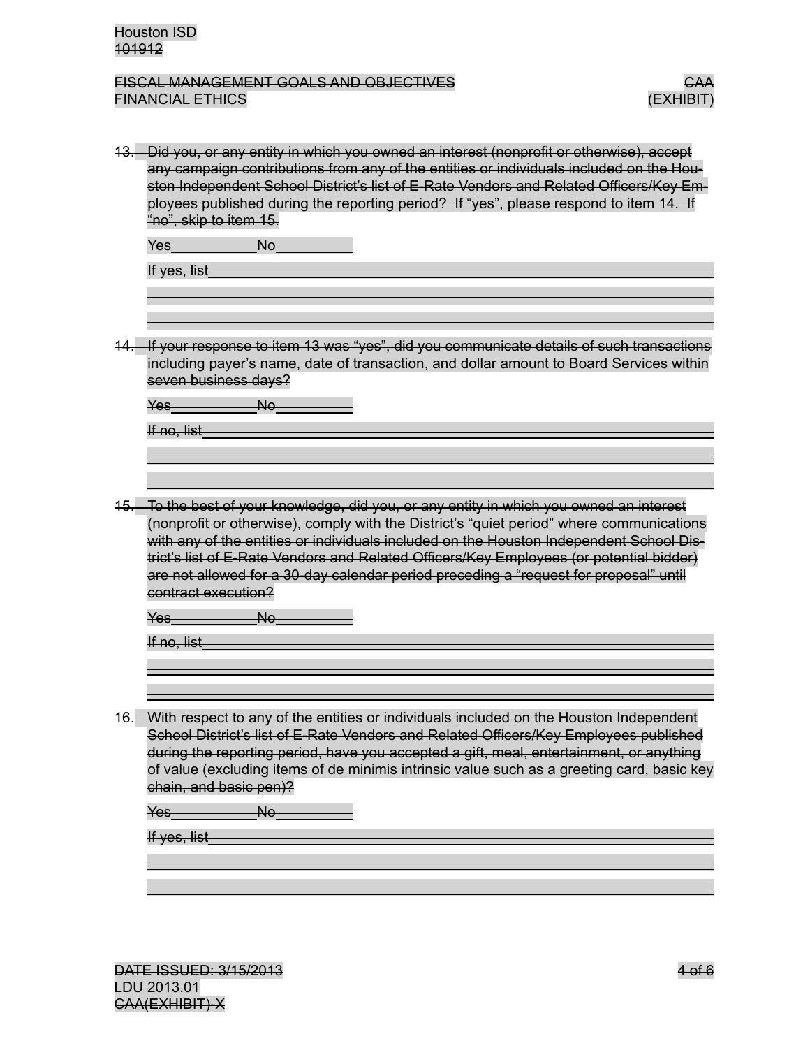13. Did you, or any entity in which you owned an interest (nonprofit or otherwise), accept any campaign contributions from any of the entities or individuals included on the Houston Independent School District's list of E-Rate Vendors and Related Officers/Key Employees published during the reporting period? If "yes", please respond to item 14. If "no", skip to item 15.

    Yes__________ No_________

    If yes, list________________________________________________________________

    ____________________________________________________________________________

    ____________________________________________________________________________

14. If your response to item 13 was "yes", did you communicate details of such transactions including payer's name, date of transaction, and dollar amount to Board Services within seven business days?

    Yes__________ No_________

    If no, list________________________________________________________________

    ____________________________________________________________________________

    ____________________________________________________________________________

15. To the best of your knowledge, did you, or any entity in which you owned an interest (nonprofit or otherwise), comply with the District's "quiet period" where communications with any of the entities or individuals included on the Houston Independent School District's list of E-Rate Vendors and Related Officers/Key Employees (or potential bidder) are not allowed for a 30-day calendar period preceding a "request for proposal" until contract execution?

    Yes__________ No_________

    If no, list________________________________________________________________

    ____________________________________________________________________________

    ____________________________________________________________________________

16. With respect to any of the entities or individuals included on the Houston Independent School District's list of E-Rate Vendors and Related Officers/Key Employees published during the reporting period, have you accepted a gift, meal, entertainment, or anything of value (excluding items of de minimis intrinsic value such as a greeting card, basic key chain, and basic pen)?

    Yes__________ No_________

    If yes, list________________________________________________________________

    ____________________________________________________________________________

    ____________________________________________________________________________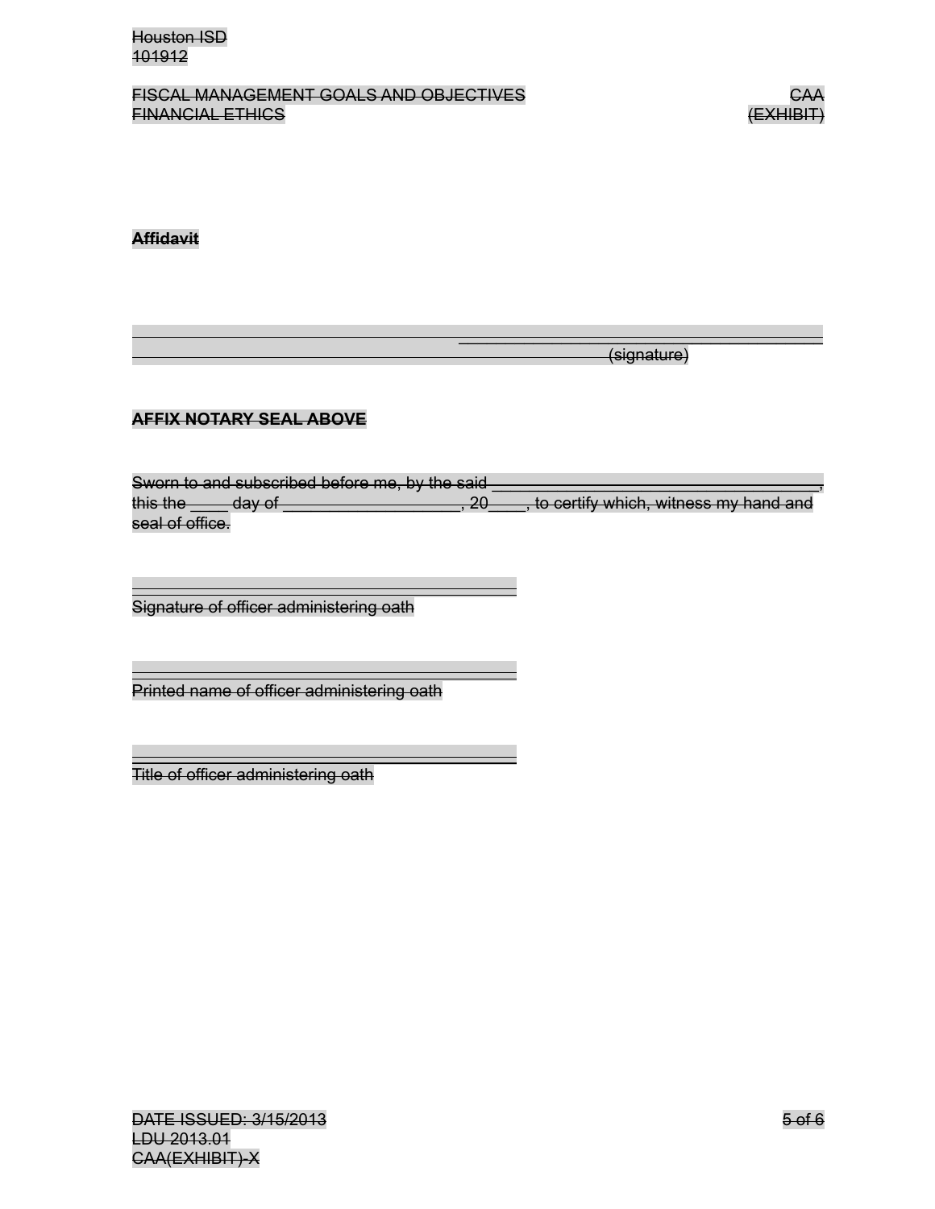**Affidavit**

\_\_\_\_\_\_\_\_\_\_\_\_\_\_\_\_\_\_\_\_\_\_\_\_\_\_\_\_\_\_\_\_\_\_\_\_\_\_\_\_ (signature)

**AFFIX NOTARY SEAL ABOVE**

Sworn to and subscribed before me, by the said \_\_\_\_\_\_\_\_\_\_\_\_\_\_\_\_\_\_\_\_\_\_\_\_\_\_\_\_\_\_\_\_\_\_\_\_\_\_\_\_\_, this the \_\_\_\_\_ day of \_\_\_\_\_\_\_\_\_\_\_\_\_\_\_\_\_\_\_\_, 20\_\_\_\_, to certify which, witness my hand and seal of office.

\_\_\_\_\_\_\_\_\_\_\_\_\_\_\_\_\_\_\_\_\_\_\_\_\_\_\_\_\_\_\_\_\_\_\_\_\_\_\_\_
Signature of officer administering oath

\_\_\_\_\_\_\_\_\_\_\_\_\_\_\_\_\_\_\_\_\_\_\_\_\_\_\_\_\_\_\_\_\_\_\_\_\_\_\_\_
Printed name of officer administering oath

\_\_\_\_\_\_\_\_\_\_\_\_\_\_\_\_\_\_\_\_\_\_\_\_\_\_\_\_\_\_\_\_\_\_\_\_\_\_\_\_
Title of officer administering oath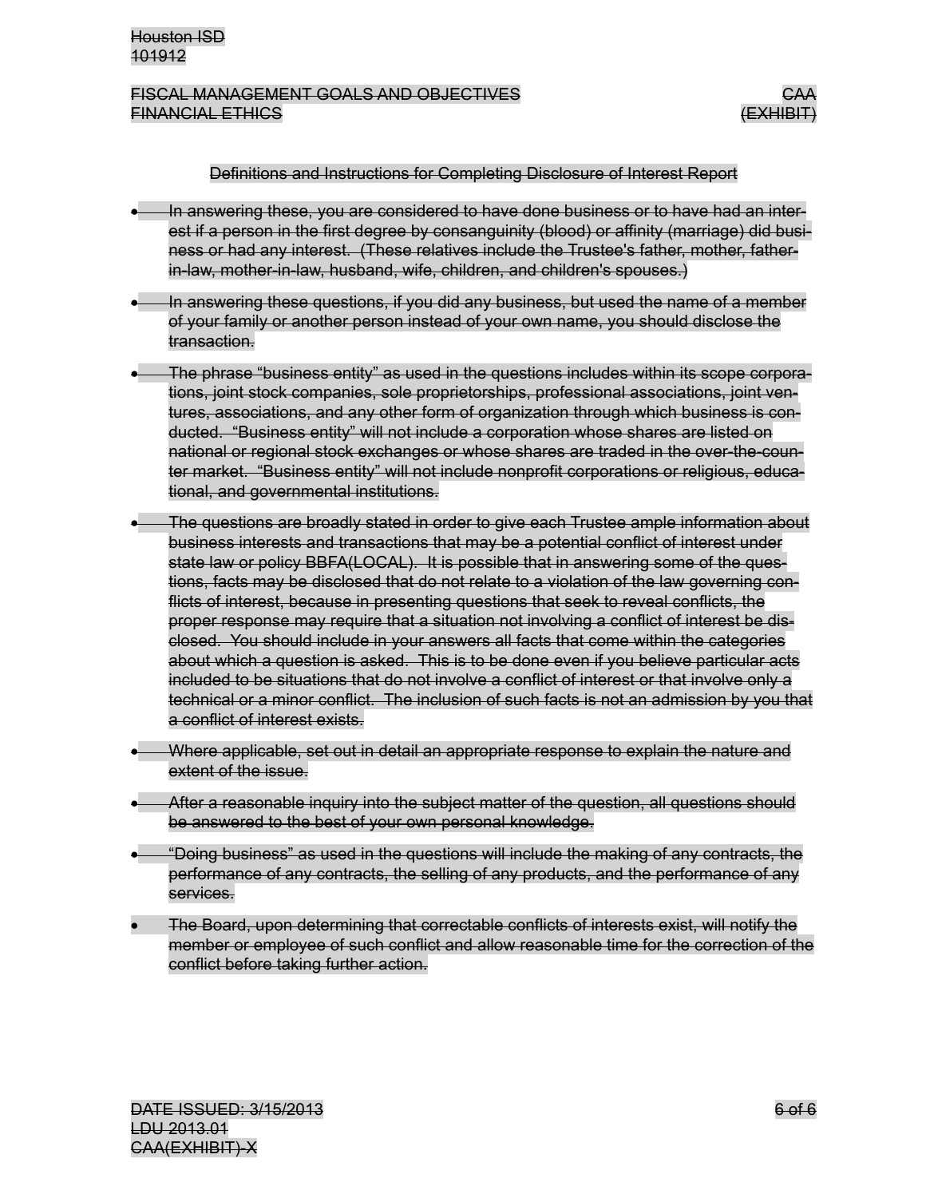~~Definitions and Instructions for Completing Disclosure of Interest Report~~

- ~~In answering these, you are considered to have done business or to have had an interest if a person in the first degree by consanguinity (blood) or affinity (marriage) did business or had any interest. (These relatives include the Trustee's father, mother, father-in-law, mother-in-law, husband, wife, children, and children's spouses.)~~
- ~~In answering these questions, if you did any business, but used the name of a member of your family or another person instead of your own name, you should disclose the transaction.~~
- ~~The phrase "business entity" as used in the questions includes within its scope corporations, joint stock companies, sole proprietorships, professional associations, joint ventures, associations, and any other form of organization through which business is conducted. "Business entity" will not include a corporation whose shares are listed on national or regional stock exchanges or whose shares are traded in the over-the-counter market. "Business entity" will not include nonprofit corporations or religious, educational, and governmental institutions.~~
- ~~The questions are broadly stated in order to give each Trustee ample information about business interests and transactions that may be a potential conflict of interest under state law or policy BBFA(LOCAL). It is possible that in answering some of the questions, facts may be disclosed that do not relate to a violation of the law governing conflicts of interest, because in presenting questions that seek to reveal conflicts, the proper response may require that a situation not involving a conflict of interest be disclosed. You should include in your answers all facts that come within the categories about which a question is asked. This is to be done even if you believe particular acts included to be situations that do not involve a conflict of interest or that involve only a technical or a minor conflict. The inclusion of such facts is not an admission by you that a conflict of interest exists.~~
- ~~Where applicable, set out in detail an appropriate response to explain the nature and extent of the issue.~~
- ~~After a reasonable inquiry into the subject matter of the question, all questions should be answered to the best of your own personal knowledge.~~
- ~~"Doing business" as used in the questions will include the making of any contracts, the performance of any contracts, the selling of any products, and the performance of any services.~~
- ~~The Board, upon determining that correctable conflicts of interests exist, will notify the member or employee of such conflict and allow reasonable time for the correction of the conflict before taking further action.~~